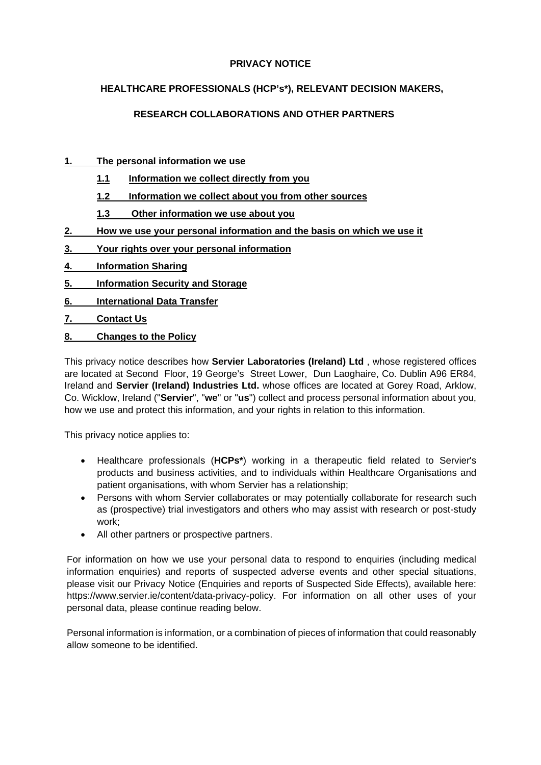**PRIVACY NOTICE**

**HEALTHCARE PROFESSIONALS (HCP's*), RELEVANT DECISION MAKERS,**

**RESEARCH COLLABORATIONS AND OTHER PARTNERS**

1. **The personal information we use**
    - 1.1 **Information we collect directly from you**
    - 1.2 **Information we collect about you from other sources**
    - 1.3 **Other information we use about you**
2. **How we use your personal information and the basis on which we use it**
3. **Your rights over your personal information**
4. **Information Sharing**
5. **Information Security and Storage**
6. **International Data Transfer**
7. **Contact Us**
8. **Changes to the Policy**

This privacy notice describes how **Servier Laboratories (Ireland) Ltd** , whose registered offices are located at Second Floor, 19 George's Street Lower, Dun Laoghaire, Co. Dublin A96 ER84, Ireland and **Servier (Ireland) Industries Ltd.** whose offices are located at Gorey Road, Arklow, Co. Wicklow, Ireland ("**Servier**", "**we**" or "**us**") collect and process personal information about you, how we use and protect this information, and your rights in relation to this information.

This privacy notice applies to:

- Healthcare professionals (**HCPs***) working in a therapeutic field related to Servier's products and business activities, and to individuals within Healthcare Organisations and patient organisations, with whom Servier has a relationship;
- Persons with whom Servier collaborates or may potentially collaborate for research such as (prospective) trial investigators and others who may assist with research or post-study work;
- All other partners or prospective partners.

For information on how we use your personal data to respond to enquiries (including medical information enquiries) and reports of suspected adverse events and other special situations, please visit our Privacy Notice (Enquiries and reports of Suspected Side Effects), available here: https://www.servier.ie/content/data-privacy-policy. For information on all other uses of your personal data, please continue reading below.

Personal information is information, or a combination of pieces of information that could reasonably allow someone to be identified.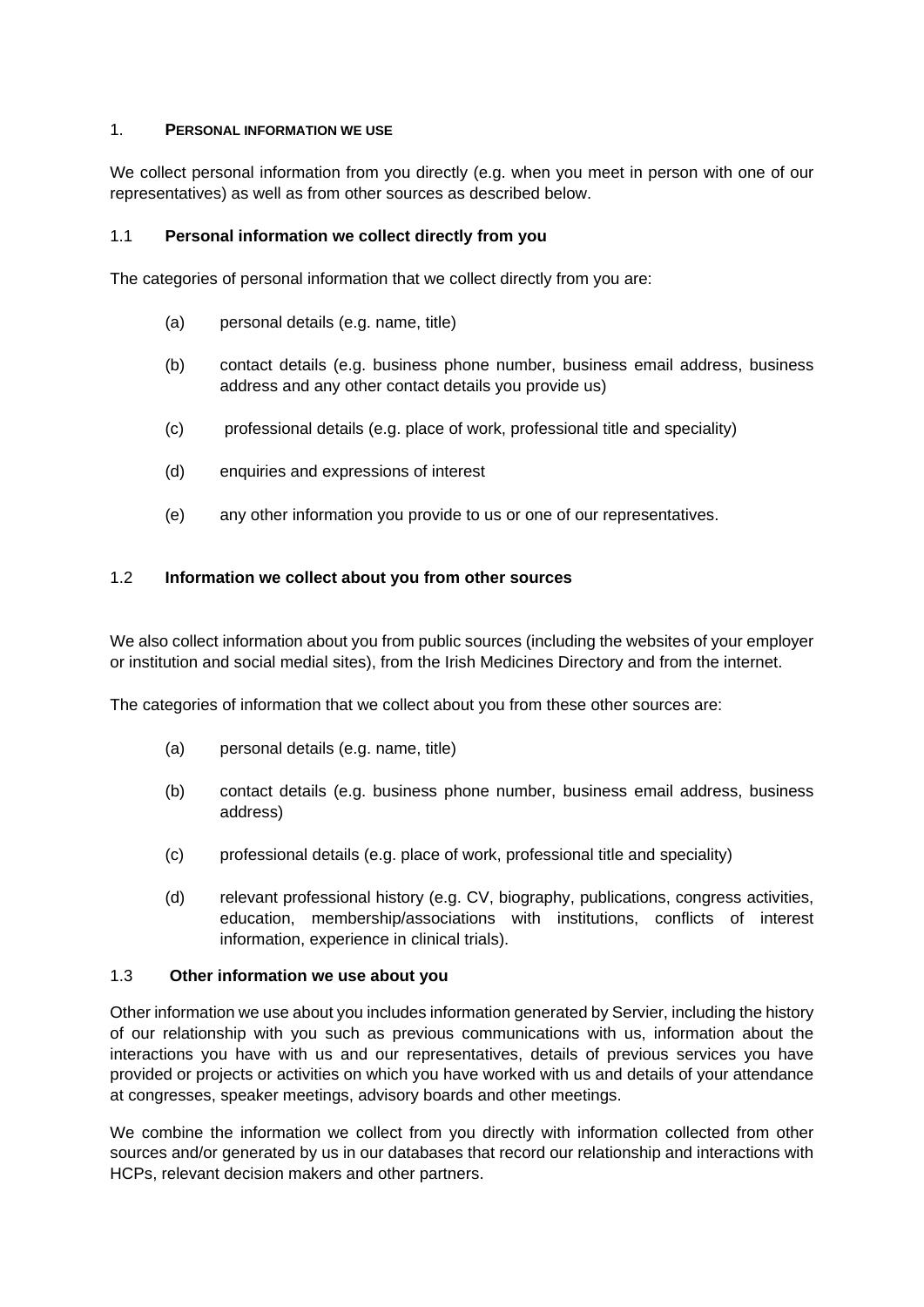## 1. PERSONAL INFORMATION WE USE

We collect personal information from you directly (e.g. when you meet in person with one of our representatives) as well as from other sources as described below.

### 1.1 Personal information we collect directly from you

The categories of personal information that we collect directly from you are:

(a) personal details (e.g. name, title)

(b) contact details (e.g. business phone number, business email address, business address and any other contact details you provide us)

(c) professional details (e.g. place of work, professional title and speciality)

(d) enquiries and expressions of interest

(e) any other information you provide to us or one of our representatives.

### 1.2 Information we collect about you from other sources

We also collect information about you from public sources (including the websites of your employer or institution and social medial sites), from the Irish Medicines Directory and from the internet.

The categories of information that we collect about you from these other sources are:

(a) personal details (e.g. name, title)

(b) contact details (e.g. business phone number, business email address, business address)

(c) professional details (e.g. place of work, professional title and speciality)

(d) relevant professional history (e.g. CV, biography, publications, congress activities, education, membership/associations with institutions, conflicts of interest information, experience in clinical trials).

### 1.3 Other information we use about you

Other information we use about you includes information generated by Servier, including the history of our relationship with you such as previous communications with us, information about the interactions you have with us and our representatives, details of previous services you have provided or projects or activities on which you have worked with us and details of your attendance at congresses, speaker meetings, advisory boards and other meetings.

We combine the information we collect from you directly with information collected from other sources and/or generated by us in our databases that record our relationship and interactions with HCPs, relevant decision makers and other partners.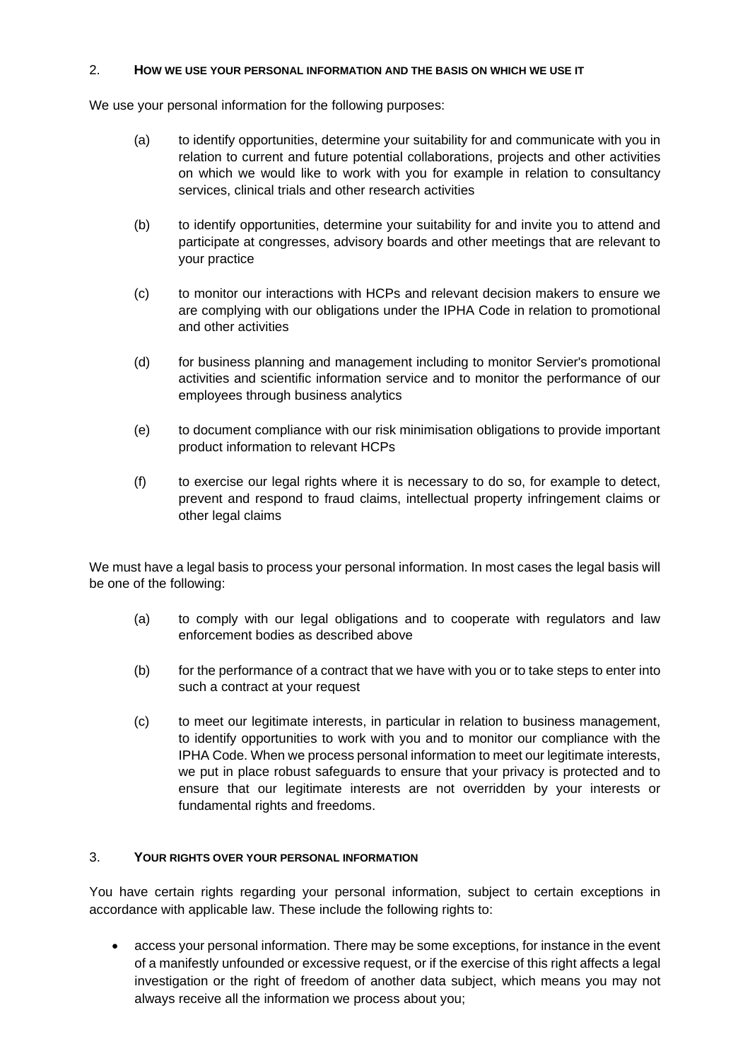## 2. How we use your personal information and the basis on which we use it

We use your personal information for the following purposes:

(a) to identify opportunities, determine your suitability for and communicate with you in relation to current and future potential collaborations, projects and other activities on which we would like to work with you for example in relation to consultancy services, clinical trials and other research activities

(b) to identify opportunities, determine your suitability for and invite you to attend and participate at congresses, advisory boards and other meetings that are relevant to your practice

(c) to monitor our interactions with HCPs and relevant decision makers to ensure we are complying with our obligations under the IPHA Code in relation to promotional and other activities

(d) for business planning and management including to monitor Servier's promotional activities and scientific information service and to monitor the performance of our employees through business analytics

(e) to document compliance with our risk minimisation obligations to provide important product information to relevant HCPs

(f) to exercise our legal rights where it is necessary to do so, for example to detect, prevent and respond to fraud claims, intellectual property infringement claims or other legal claims

We must have a legal basis to process your personal information. In most cases the legal basis will be one of the following:

(a) to comply with our legal obligations and to cooperate with regulators and law enforcement bodies as described above

(b) for the performance of a contract that we have with you or to take steps to enter into such a contract at your request

(c) to meet our legitimate interests, in particular in relation to business management, to identify opportunities to work with you and to monitor our compliance with the IPHA Code. When we process personal information to meet our legitimate interests, we put in place robust safeguards to ensure that your privacy is protected and to ensure that our legitimate interests are not overridden by your interests or fundamental rights and freedoms.

## 3. Your rights over your personal information

You have certain rights regarding your personal information, subject to certain exceptions in accordance with applicable law. These include the following rights to:

- access your personal information. There may be some exceptions, for instance in the event of a manifestly unfounded or excessive request, or if the exercise of this right affects a legal investigation or the right of freedom of another data subject, which means you may not always receive all the information we process about you;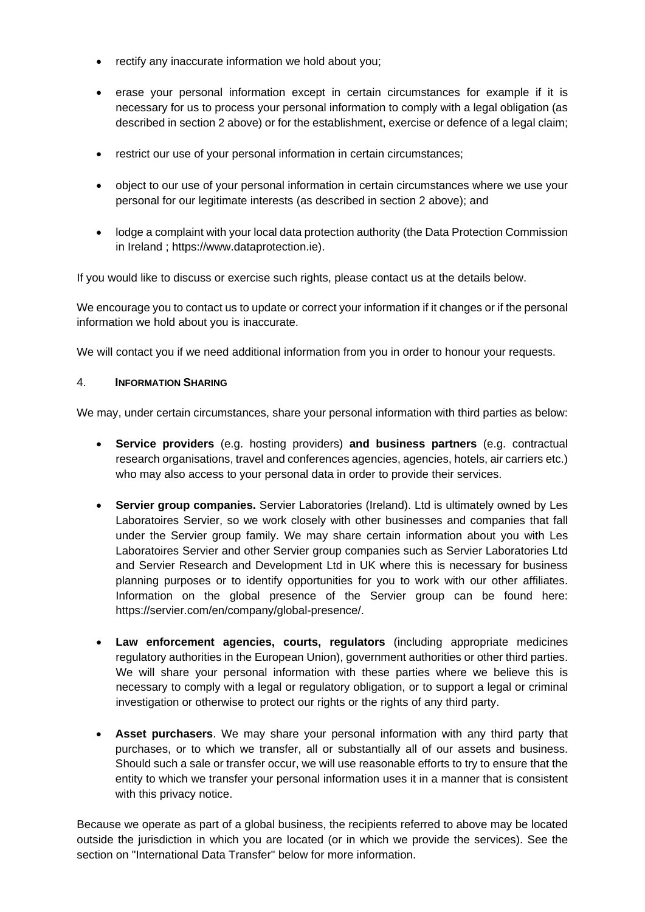- rectify any inaccurate information we hold about you;
- erase your personal information except in certain circumstances for example if it is necessary for us to process your personal information to comply with a legal obligation (as described in section 2 above) or for the establishment, exercise or defence of a legal claim;
- restrict our use of your personal information in certain circumstances;
- object to our use of your personal information in certain circumstances where we use your personal for our legitimate interests (as described in section 2 above); and
- lodge a complaint with your local data protection authority (the Data Protection Commission in Ireland ; https://www.dataprotection.ie).

If you would like to discuss or exercise such rights, please contact us at the details below.

We encourage you to contact us to update or correct your information if it changes or if the personal information we hold about you is inaccurate.

We will contact you if we need additional information from you in order to honour your requests.

## 4. Information Sharing

We may, under certain circumstances, share your personal information with third parties as below:

- **Service providers** (e.g. hosting providers) **and business partners** (e.g. contractual research organisations, travel and conferences agencies, agencies, hotels, air carriers etc.) who may also access to your personal data in order to provide their services.
- **Servier group companies.** Servier Laboratories (Ireland). Ltd is ultimately owned by Les Laboratoires Servier, so we work closely with other businesses and companies that fall under the Servier group family. We may share certain information about you with Les Laboratoires Servier and other Servier group companies such as Servier Laboratories Ltd and Servier Research and Development Ltd in UK where this is necessary for business planning purposes or to identify opportunities for you to work with our other affiliates. Information on the global presence of the Servier group can be found here: https://servier.com/en/company/global-presence/.
- **Law enforcement agencies, courts, regulators** (including appropriate medicines regulatory authorities in the European Union), government authorities or other third parties. We will share your personal information with these parties where we believe this is necessary to comply with a legal or regulatory obligation, or to support a legal or criminal investigation or otherwise to protect our rights or the rights of any third party.
- **Asset purchasers**. We may share your personal information with any third party that purchases, or to which we transfer, all or substantially all of our assets and business. Should such a sale or transfer occur, we will use reasonable efforts to try to ensure that the entity to which we transfer your personal information uses it in a manner that is consistent with this privacy notice.

Because we operate as part of a global business, the recipients referred to above may be located outside the jurisdiction in which you are located (or in which we provide the services). See the section on "International Data Transfer" below for more information.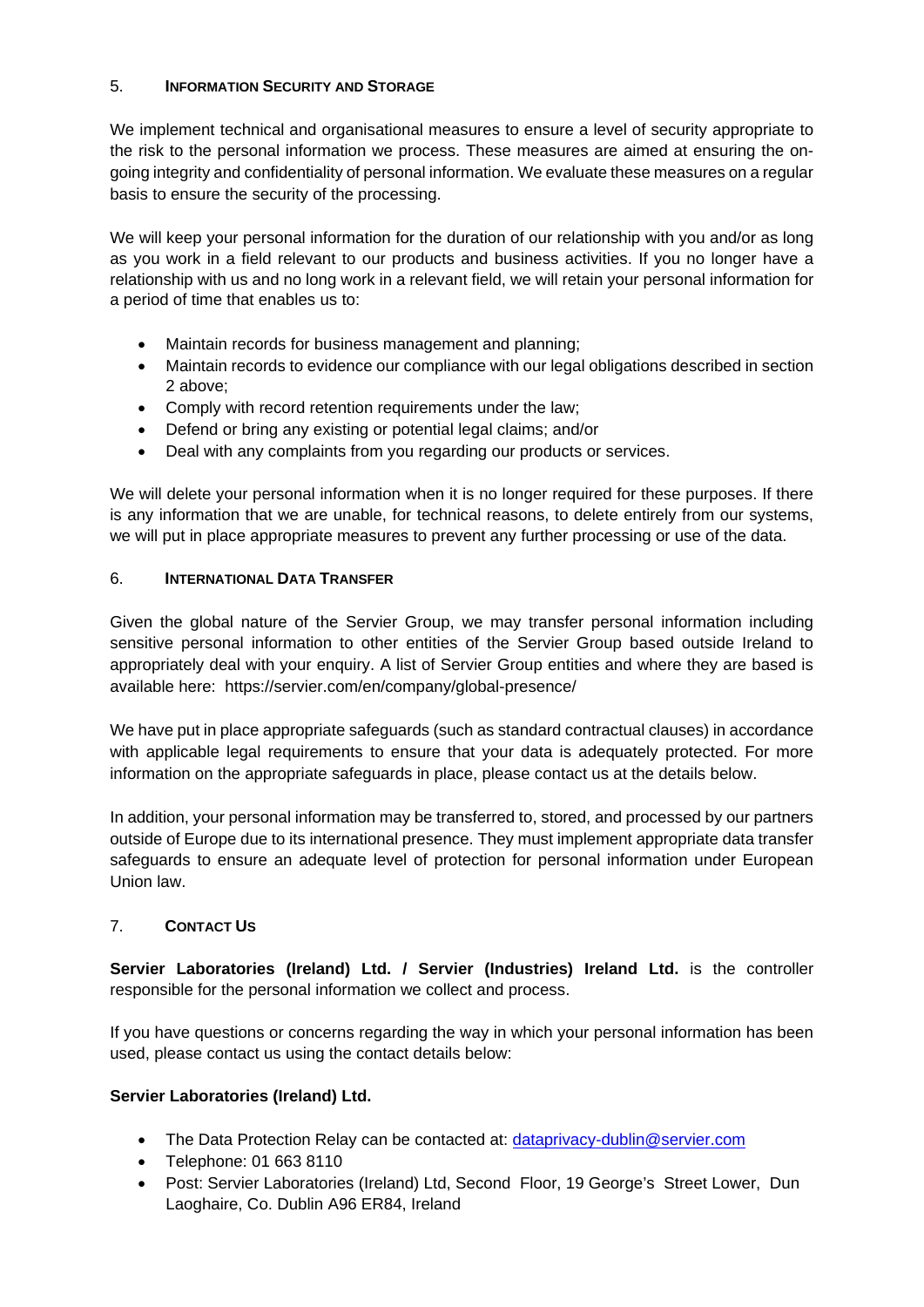## 5. Information Security and Storage

We implement technical and organisational measures to ensure a level of security appropriate to the risk to the personal information we process. These measures are aimed at ensuring the on-going integrity and confidentiality of personal information. We evaluate these measures on a regular basis to ensure the security of the processing.

We will keep your personal information for the duration of our relationship with you and/or as long as you work in a field relevant to our products and business activities. If you no longer have a relationship with us and no long work in a relevant field, we will retain your personal information for a period of time that enables us to:

- Maintain records for business management and planning;
- Maintain records to evidence our compliance with our legal obligations described in section 2 above;
- Comply with record retention requirements under the law;
- Defend or bring any existing or potential legal claims; and/or
- Deal with any complaints from you regarding our products or services.

We will delete your personal information when it is no longer required for these purposes. If there is any information that we are unable, for technical reasons, to delete entirely from our systems, we will put in place appropriate measures to prevent any further processing or use of the data.

## 6. International Data Transfer

Given the global nature of the Servier Group, we may transfer personal information including sensitive personal information to other entities of the Servier Group based outside Ireland to appropriately deal with your enquiry. A list of Servier Group entities and where they are based is available here: https://servier.com/en/company/global-presence/

We have put in place appropriate safeguards (such as standard contractual clauses) in accordance with applicable legal requirements to ensure that your data is adequately protected. For more information on the appropriate safeguards in place, please contact us at the details below.

In addition, your personal information may be transferred to, stored, and processed by our partners outside of Europe due to its international presence. They must implement appropriate data transfer safeguards to ensure an adequate level of protection for personal information under European Union law.

## 7. Contact Us

**Servier Laboratories (Ireland) Ltd. / Servier (Industries) Ireland Ltd.** is the controller responsible for the personal information we collect and process.

If you have questions or concerns regarding the way in which your personal information has been used, please contact us using the contact details below:

**Servier Laboratories (Ireland) Ltd.**

- The Data Protection Relay can be contacted at: dataprivacy-dublin@servier.com
- Telephone: 01 663 8110
- Post: Servier Laboratories (Ireland) Ltd, Second Floor, 19 George's Street Lower, Dun Laoghaire, Co. Dublin A96 ER84, Ireland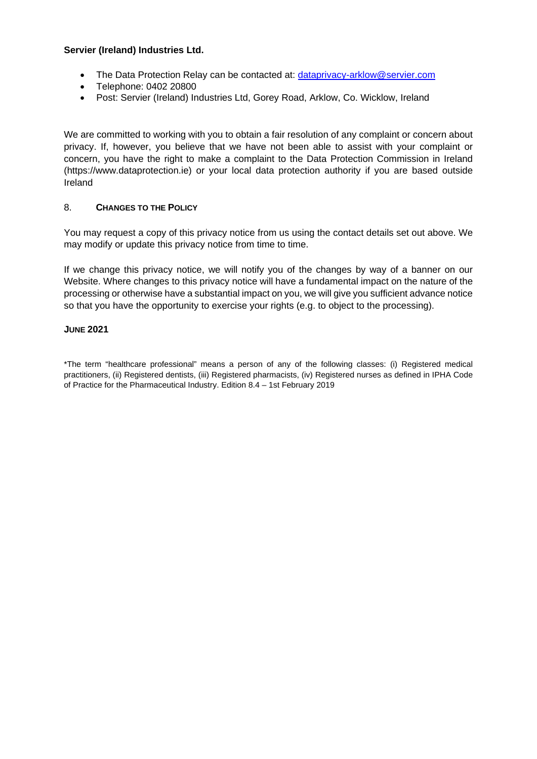**Servier (Ireland) Industries Ltd.**

- The Data Protection Relay can be contacted at: dataprivacy-arklow@servier.com
- Telephone: 0402 20800
- Post: Servier (Ireland) Industries Ltd, Gorey Road, Arklow, Co. Wicklow, Ireland

We are committed to working with you to obtain a fair resolution of any complaint or concern about privacy. If, however, you believe that we have not been able to assist with your complaint or concern, you have the right to make a complaint to the Data Protection Commission in Ireland (https://www.dataprotection.ie) or your local data protection authority if you are based outside Ireland

## 8. CHANGES TO THE POLICY

You may request a copy of this privacy notice from us using the contact details set out above. We may modify or update this privacy notice from time to time.

If we change this privacy notice, we will notify you of the changes by way of a banner on our Website. Where changes to this privacy notice will have a fundamental impact on the nature of the processing or otherwise have a substantial impact on you, we will give you sufficient advance notice so that you have the opportunity to exercise your rights (e.g. to object to the processing).

**JUNE 2021**

*The term "healthcare professional" means a person of any of the following classes: (i) Registered medical practitioners, (ii) Registered dentists, (iii) Registered pharmacists, (iv) Registered nurses as defined in IPHA Code of Practice for the Pharmaceutical Industry. Edition 8.4 – 1st February 2019